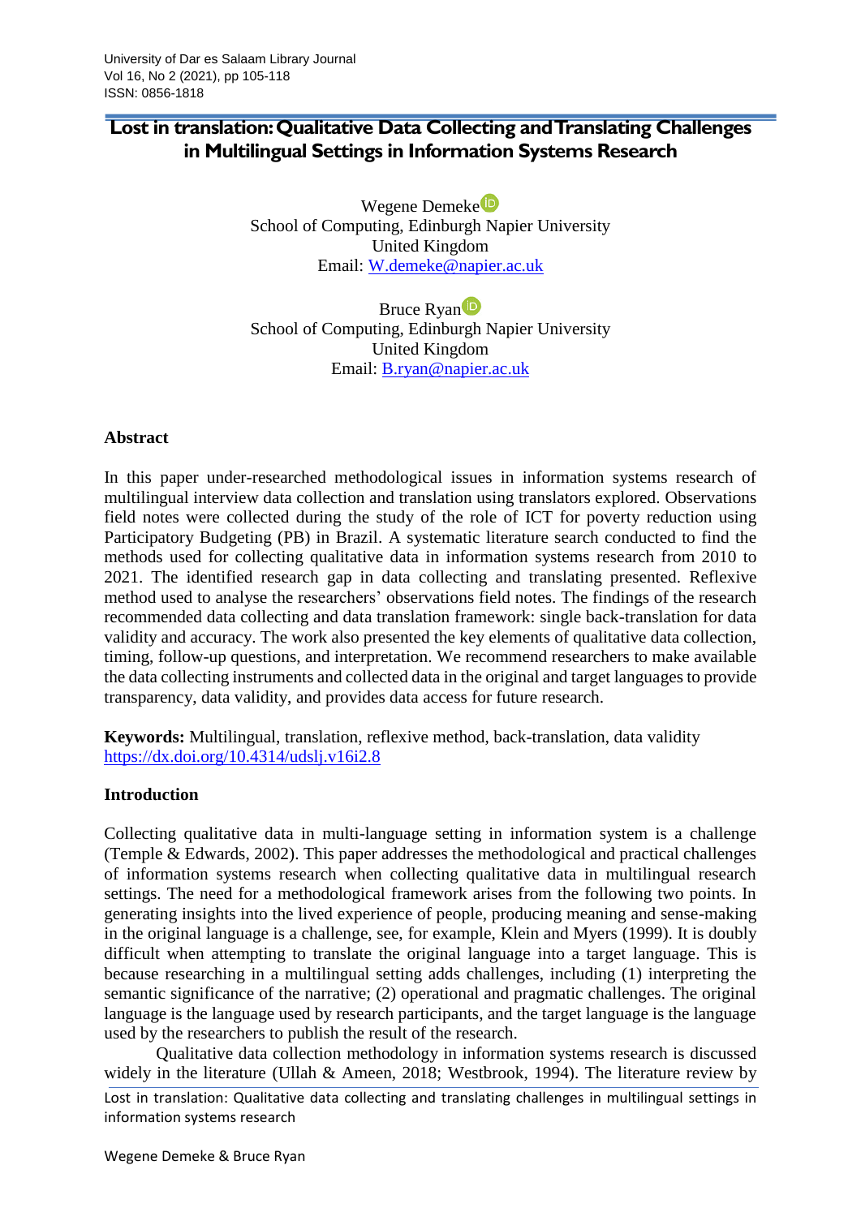# Lost in translation: Qualitative Data Collecting and Translating Challenges in Multilingual Settings in Information Systems Research

Wegene Demeke
School of Computing, Edinburgh Napier University
United Kingdom
Email: W.demeke@napier.ac.uk

Bruce Ryan
School of Computing, Edinburgh Napier University
United Kingdom
Email: B.ryan@napier.ac.uk

## Abstract

In this paper under-researched methodological issues in information systems research of multilingual interview data collection and translation using translators explored. Observations field notes were collected during the study of the role of ICT for poverty reduction using Participatory Budgeting (PB) in Brazil. A systematic literature search conducted to find the methods used for collecting qualitative data in information systems research from 2010 to 2021. The identified research gap in data collecting and translating presented. Reflexive method used to analyse the researchers' observations field notes. The findings of the research recommended data collecting and data translation framework: single back-translation for data validity and accuracy. The work also presented the key elements of qualitative data collection, timing, follow-up questions, and interpretation. We recommend researchers to make available the data collecting instruments and collected data in the original and target languages to provide transparency, data validity, and provides data access for future research.

**Keywords:** Multilingual, translation, reflexive method, back-translation, data validity
https://dx.doi.org/10.4314/udslj.v16i2.8

## Introduction

Collecting qualitative data in multi-language setting in information system is a challenge (Temple & Edwards, 2002). This paper addresses the methodological and practical challenges of information systems research when collecting qualitative data in multilingual research settings. The need for a methodological framework arises from the following two points. In generating insights into the lived experience of people, producing meaning and sense-making in the original language is a challenge, see, for example, Klein and Myers (1999). It is doubly difficult when attempting to translate the original language into a target language. This is because researching in a multilingual setting adds challenges, including (1) interpreting the semantic significance of the narrative; (2) operational and pragmatic challenges. The original language is the language used by research participants, and the target language is the language used by the researchers to publish the result of the research.

Qualitative data collection methodology in information systems research is discussed widely in the literature (Ullah & Ameen, 2018; Westbrook, 1994). The literature review by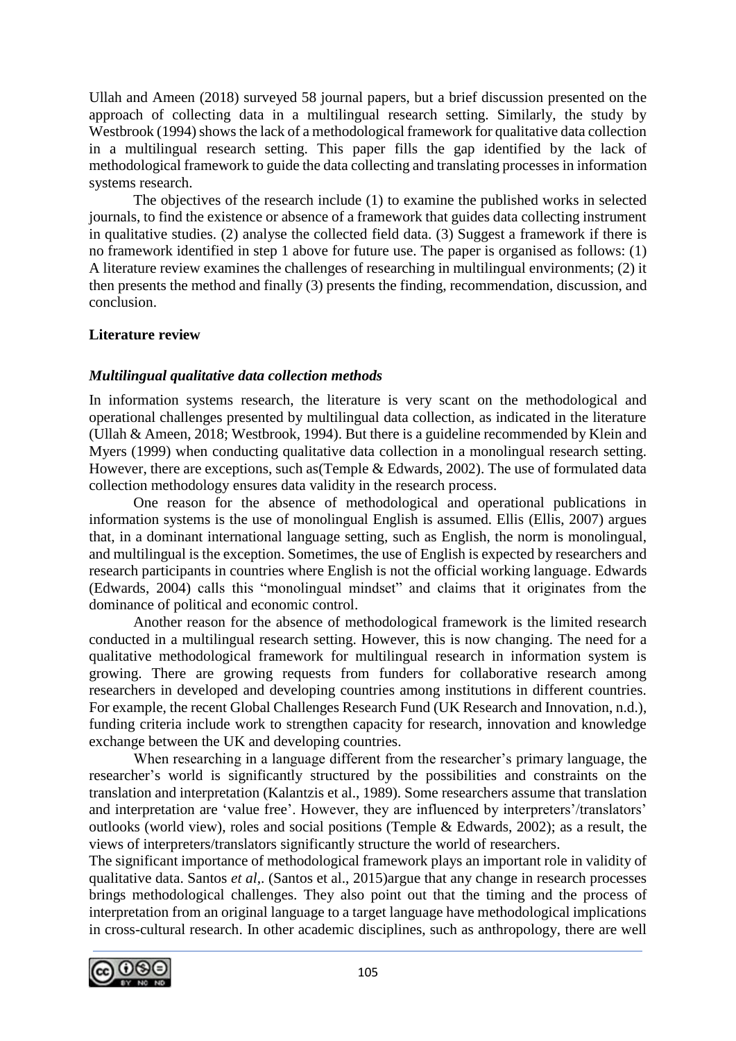Ullah and Ameen (2018) surveyed 58 journal papers, but a brief discussion presented on the approach of collecting data in a multilingual research setting. Similarly, the study by Westbrook (1994) shows the lack of a methodological framework for qualitative data collection in a multilingual research setting. This paper fills the gap identified by the lack of methodological framework to guide the data collecting and translating processes in information systems research.

The objectives of the research include (1) to examine the published works in selected journals, to find the existence or absence of a framework that guides data collecting instrument in qualitative studies. (2) analyse the collected field data. (3) Suggest a framework if there is no framework identified in step 1 above for future use. The paper is organised as follows: (1) A literature review examines the challenges of researching in multilingual environments; (2) it then presents the method and finally (3) presents the finding, recommendation, discussion, and conclusion.

## Literature review

### *Multilingual qualitative data collection methods*

In information systems research, the literature is very scant on the methodological and operational challenges presented by multilingual data collection, as indicated in the literature (Ullah & Ameen, 2018; Westbrook, 1994). But there is a guideline recommended by Klein and Myers (1999) when conducting qualitative data collection in a monolingual research setting. However, there are exceptions, such as(Temple & Edwards, 2002). The use of formulated data collection methodology ensures data validity in the research process.

One reason for the absence of methodological and operational publications in information systems is the use of monolingual English is assumed. Ellis (Ellis, 2007) argues that, in a dominant international language setting, such as English, the norm is monolingual, and multilingual is the exception. Sometimes, the use of English is expected by researchers and research participants in countries where English is not the official working language. Edwards (Edwards, 2004) calls this "monolingual mindset" and claims that it originates from the dominance of political and economic control.

Another reason for the absence of methodological framework is the limited research conducted in a multilingual research setting. However, this is now changing. The need for a qualitative methodological framework for multilingual research in information system is growing. There are growing requests from funders for collaborative research among researchers in developed and developing countries among institutions in different countries. For example, the recent Global Challenges Research Fund (UK Research and Innovation, n.d.), funding criteria include work to strengthen capacity for research, innovation and knowledge exchange between the UK and developing countries.

When researching in a language different from the researcher's primary language, the researcher's world is significantly structured by the possibilities and constraints on the translation and interpretation (Kalantzis et al., 1989). Some researchers assume that translation and interpretation are 'value free'. However, they are influenced by interpreters'/translators' outlooks (world view), roles and social positions (Temple & Edwards, 2002); as a result, the views of interpreters/translators significantly structure the world of researchers.

The significant importance of methodological framework plays an important role in validity of qualitative data. Santos *et al*,. (Santos et al., 2015)argue that any change in research processes brings methodological challenges. They also point out that the timing and the process of interpretation from an original language to a target language have methodological implications in cross-cultural research. In other academic disciplines, such as anthropology, there are well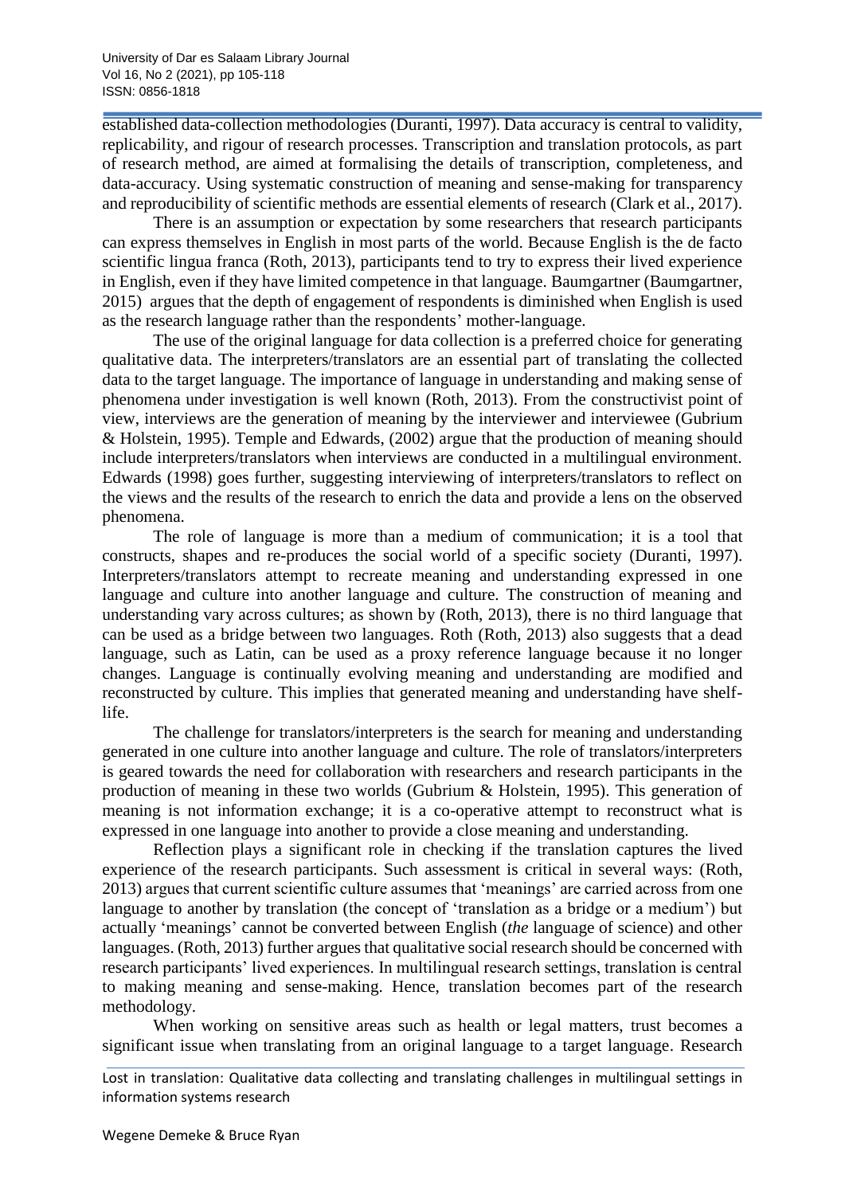established data-collection methodologies (Duranti, 1997). Data accuracy is central to validity, replicability, and rigour of research processes. Transcription and translation protocols, as part of research method, are aimed at formalising the details of transcription, completeness, and data-accuracy. Using systematic construction of meaning and sense-making for transparency and reproducibility of scientific methods are essential elements of research (Clark et al., 2017).

There is an assumption or expectation by some researchers that research participants can express themselves in English in most parts of the world. Because English is the de facto scientific lingua franca (Roth, 2013), participants tend to try to express their lived experience in English, even if they have limited competence in that language. Baumgartner (Baumgartner, 2015) argues that the depth of engagement of respondents is diminished when English is used as the research language rather than the respondents' mother-language.

The use of the original language for data collection is a preferred choice for generating qualitative data. The interpreters/translators are an essential part of translating the collected data to the target language. The importance of language in understanding and making sense of phenomena under investigation is well known (Roth, 2013). From the constructivist point of view, interviews are the generation of meaning by the interviewer and interviewee (Gubrium & Holstein, 1995). Temple and Edwards, (2002) argue that the production of meaning should include interpreters/translators when interviews are conducted in a multilingual environment. Edwards (1998) goes further, suggesting interviewing of interpreters/translators to reflect on the views and the results of the research to enrich the data and provide a lens on the observed phenomena.

The role of language is more than a medium of communication; it is a tool that constructs, shapes and re-produces the social world of a specific society (Duranti, 1997). Interpreters/translators attempt to recreate meaning and understanding expressed in one language and culture into another language and culture. The construction of meaning and understanding vary across cultures; as shown by (Roth, 2013), there is no third language that can be used as a bridge between two languages. Roth (Roth, 2013) also suggests that a dead language, such as Latin, can be used as a proxy reference language because it no longer changes. Language is continually evolving meaning and understanding are modified and reconstructed by culture. This implies that generated meaning and understanding have shelf-life.

The challenge for translators/interpreters is the search for meaning and understanding generated in one culture into another language and culture. The role of translators/interpreters is geared towards the need for collaboration with researchers and research participants in the production of meaning in these two worlds (Gubrium & Holstein, 1995). This generation of meaning is not information exchange; it is a co-operative attempt to reconstruct what is expressed in one language into another to provide a close meaning and understanding.

Reflection plays a significant role in checking if the translation captures the lived experience of the research participants. Such assessment is critical in several ways: (Roth, 2013) argues that current scientific culture assumes that 'meanings' are carried across from one language to another by translation (the concept of 'translation as a bridge or a medium') but actually 'meanings' cannot be converted between English (*the* language of science) and other languages. (Roth, 2013) further argues that qualitative social research should be concerned with research participants' lived experiences. In multilingual research settings, translation is central to making meaning and sense-making. Hence, translation becomes part of the research methodology.

When working on sensitive areas such as health or legal matters, trust becomes a significant issue when translating from an original language to a target language. Research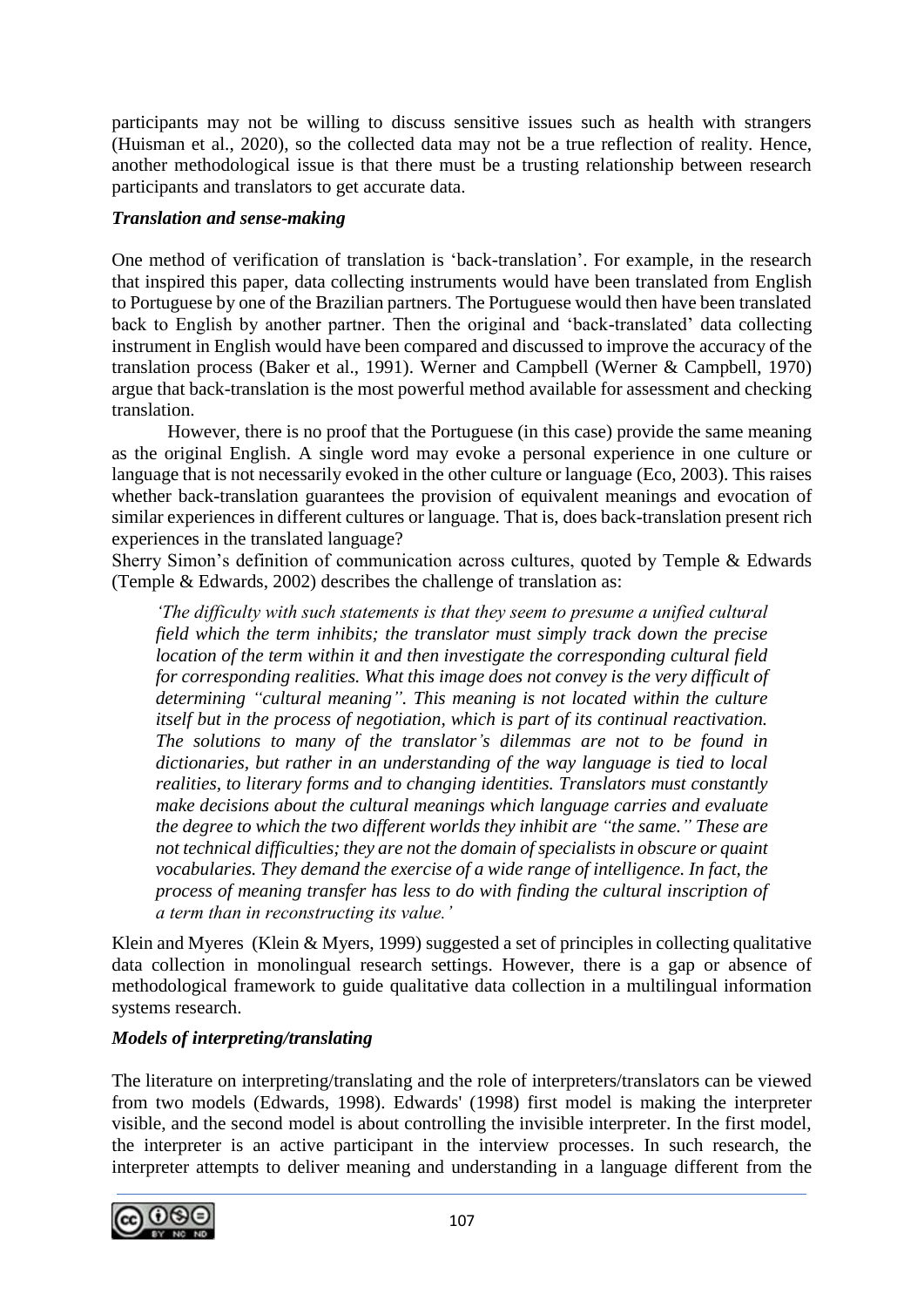participants may not be willing to discuss sensitive issues such as health with strangers (Huisman et al., 2020), so the collected data may not be a true reflection of reality. Hence, another methodological issue is that there must be a trusting relationship between research participants and translators to get accurate data.

### *Translation and sense-making*

One method of verification of translation is 'back-translation'. For example, in the research that inspired this paper, data collecting instruments would have been translated from English to Portuguese by one of the Brazilian partners. The Portuguese would then have been translated back to English by another partner. Then the original and 'back-translated' data collecting instrument in English would have been compared and discussed to improve the accuracy of the translation process (Baker et al., 1991). Werner and Campbell (Werner & Campbell, 1970) argue that back-translation is the most powerful method available for assessment and checking translation.

However, there is no proof that the Portuguese (in this case) provide the same meaning as the original English. A single word may evoke a personal experience in one culture or language that is not necessarily evoked in the other culture or language (Eco, 2003). This raises whether back-translation guarantees the provision of equivalent meanings and evocation of similar experiences in different cultures or language. That is, does back-translation present rich experiences in the translated language?

Sherry Simon's definition of communication across cultures, quoted by Temple & Edwards (Temple & Edwards, 2002) describes the challenge of translation as:

> *'The difficulty with such statements is that they seem to presume a unified cultural field which the term inhibits; the translator must simply track down the precise location of the term within it and then investigate the corresponding cultural field for corresponding realities. What this image does not convey is the very difficult of determining "cultural meaning". This meaning is not located within the culture itself but in the process of negotiation, which is part of its continual reactivation. The solutions to many of the translator's dilemmas are not to be found in dictionaries, but rather in an understanding of the way language is tied to local realities, to literary forms and to changing identities. Translators must constantly make decisions about the cultural meanings which language carries and evaluate the degree to which the two different worlds they inhibit are "the same." These are not technical difficulties; they are not the domain of specialists in obscure or quaint vocabularies. They demand the exercise of a wide range of intelligence. In fact, the process of meaning transfer has less to do with finding the cultural inscription of a term than in reconstructing its value.'*

Klein and Myeres (Klein & Myers, 1999) suggested a set of principles in collecting qualitative data collection in monolingual research settings. However, there is a gap or absence of methodological framework to guide qualitative data collection in a multilingual information systems research.

### *Models of interpreting/translating*

The literature on interpreting/translating and the role of interpreters/translators can be viewed from two models (Edwards, 1998). Edwards' (1998) first model is making the interpreter visible, and the second model is about controlling the invisible interpreter. In the first model, the interpreter is an active participant in the interview processes. In such research, the interpreter attempts to deliver meaning and understanding in a language different from the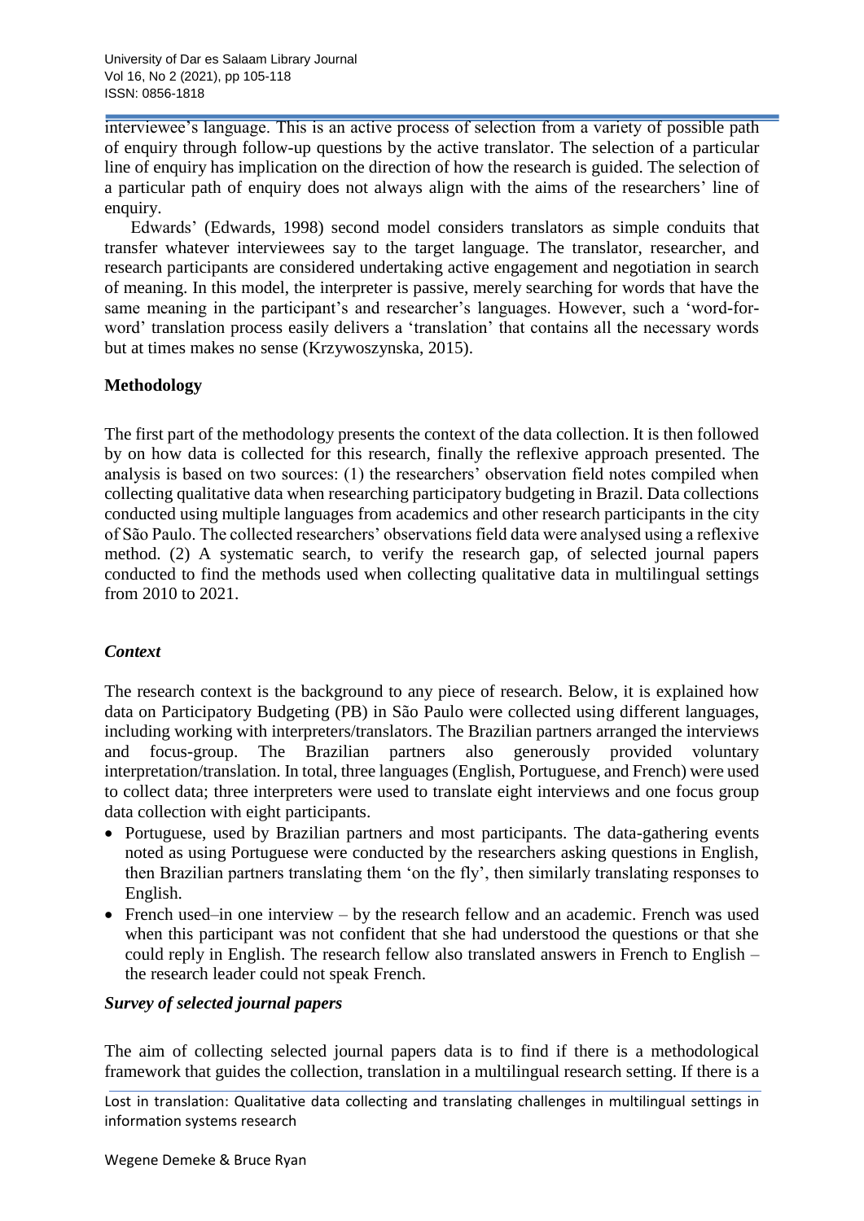interviewee's language. This is an active process of selection from a variety of possible path of enquiry through follow-up questions by the active translator. The selection of a particular line of enquiry has implication on the direction of how the research is guided. The selection of a particular path of enquiry does not always align with the aims of the researchers' line of enquiry.

Edwards' (Edwards, 1998) second model considers translators as simple conduits that transfer whatever interviewees say to the target language. The translator, researcher, and research participants are considered undertaking active engagement and negotiation in search of meaning. In this model, the interpreter is passive, merely searching for words that have the same meaning in the participant's and researcher's languages. However, such a 'word-for-word' translation process easily delivers a 'translation' that contains all the necessary words but at times makes no sense (Krzywoszynska, 2015).

## Methodology

The first part of the methodology presents the context of the data collection. It is then followed by on how data is collected for this research, finally the reflexive approach presented. The analysis is based on two sources: (1) the researchers' observation field notes compiled when collecting qualitative data when researching participatory budgeting in Brazil. Data collections conducted using multiple languages from academics and other research participants in the city of São Paulo. The collected researchers' observations field data were analysed using a reflexive method. (2) A systematic search, to verify the research gap, of selected journal papers conducted to find the methods used when collecting qualitative data in multilingual settings from 2010 to 2021.

### *Context*

The research context is the background to any piece of research. Below, it is explained how data on Participatory Budgeting (PB) in São Paulo were collected using different languages, including working with interpreters/translators. The Brazilian partners arranged the interviews and focus-group. The Brazilian partners also generously provided voluntary interpretation/translation. In total, three languages (English, Portuguese, and French) were used to collect data; three interpreters were used to translate eight interviews and one focus group data collection with eight participants.

- Portuguese, used by Brazilian partners and most participants. The data-gathering events noted as using Portuguese were conducted by the researchers asking questions in English, then Brazilian partners translating them 'on the fly', then similarly translating responses to English.
- French used–in one interview – by the research fellow and an academic. French was used when this participant was not confident that she had understood the questions or that she could reply in English. The research fellow also translated answers in French to English – the research leader could not speak French.

### *Survey of selected journal papers*

The aim of collecting selected journal papers data is to find if there is a methodological framework that guides the collection, translation in a multilingual research setting. If there is a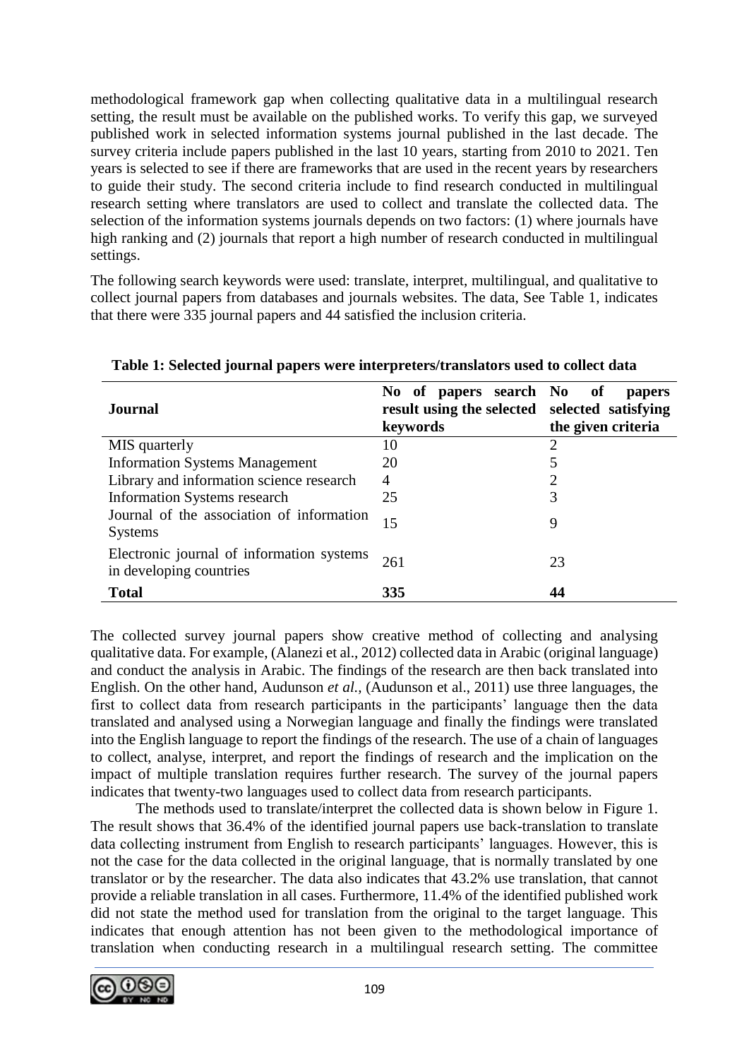methodological framework gap when collecting qualitative data in a multilingual research setting, the result must be available on the published works. To verify this gap, we surveyed published work in selected information systems journal published in the last decade. The survey criteria include papers published in the last 10 years, starting from 2010 to 2021. Ten years is selected to see if there are frameworks that are used in the recent years by researchers to guide their study. The second criteria include to find research conducted in multilingual research setting where translators are used to collect and translate the collected data. The selection of the information systems journals depends on two factors: (1) where journals have high ranking and (2) journals that report a high number of research conducted in multilingual settings.

The following search keywords were used: translate, interpret, multilingual, and qualitative to collect journal papers from databases and journals websites. The data, See Table 1, indicates that there were 335 journal papers and 44 satisfied the inclusion criteria.

**Table 1: Selected journal papers were interpreters/translators used to collect data**

| Journal | No of papers search result using the selected keywords | No of papers selected satisfying the given criteria |
|---|---|---|
| MIS quarterly | 10 | 2 |
| Information Systems Management | 20 | 5 |
| Library and information science research | 4 | 2 |
| Information Systems research | 25 | 3 |
| Journal of the association of information Systems | 15 | 9 |
| Electronic journal of information systems in developing countries | 261 | 23 |
| **Total** | **335** | **44** |

The collected survey journal papers show creative method of collecting and analysing qualitative data. For example, (Alanezi et al., 2012) collected data in Arabic (original language) and conduct the analysis in Arabic. The findings of the research are then back translated into English. On the other hand, Audunson *et al.,* (Audunson et al., 2011) use three languages, the first to collect data from research participants in the participants' language then the data translated and analysed using a Norwegian language and finally the findings were translated into the English language to report the findings of the research. The use of a chain of languages to collect, analyse, interpret, and report the findings of research and the implication on the impact of multiple translation requires further research. The survey of the journal papers indicates that twenty-two languages used to collect data from research participants.

The methods used to translate/interpret the collected data is shown below in Figure 1. The result shows that 36.4% of the identified journal papers use back-translation to translate data collecting instrument from English to research participants' languages. However, this is not the case for the data collected in the original language, that is normally translated by one translator or by the researcher. The data also indicates that 43.2% use translation, that cannot provide a reliable translation in all cases. Furthermore, 11.4% of the identified published work did not state the method used for translation from the original to the target language. This indicates that enough attention has not been given to the methodological importance of translation when conducting research in a multilingual research setting. The committee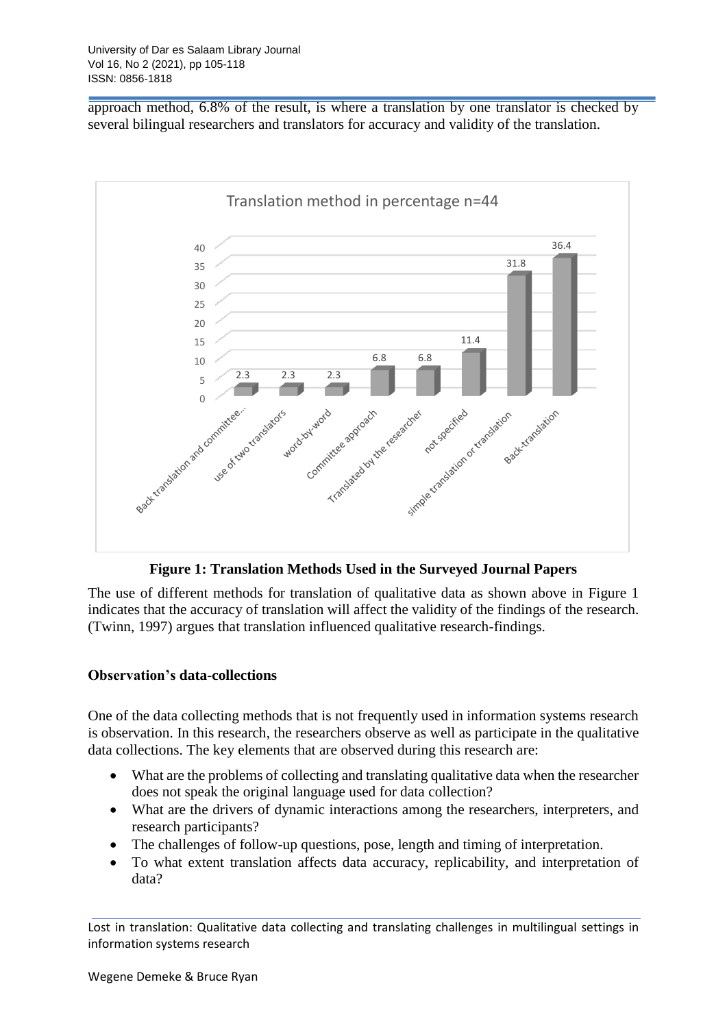approach method, 6.8% of the result, is where a translation by one translator is checked by several bilingual researchers and translators for accuracy and validity of the translation.

**Figure 1: Translation Methods Used in the Surveyed Journal Papers**

The use of different methods for translation of qualitative data as shown above in Figure 1 indicates that the accuracy of translation will affect the validity of the findings of the research. (Twinn, 1997) argues that translation influenced qualitative research-findings.

**Observation's data-collections**

One of the data collecting methods that is not frequently used in information systems research is observation. In this research, the researchers observe as well as participate in the qualitative data collections. The key elements that are observed during this research are:

- What are the problems of collecting and translating qualitative data when the researcher does not speak the original language used for data collection?
- What are the drivers of dynamic interactions among the researchers, interpreters, and research participants?
- The challenges of follow-up questions, pose, length and timing of interpretation.
- To what extent translation affects data accuracy, replicability, and interpretation of data?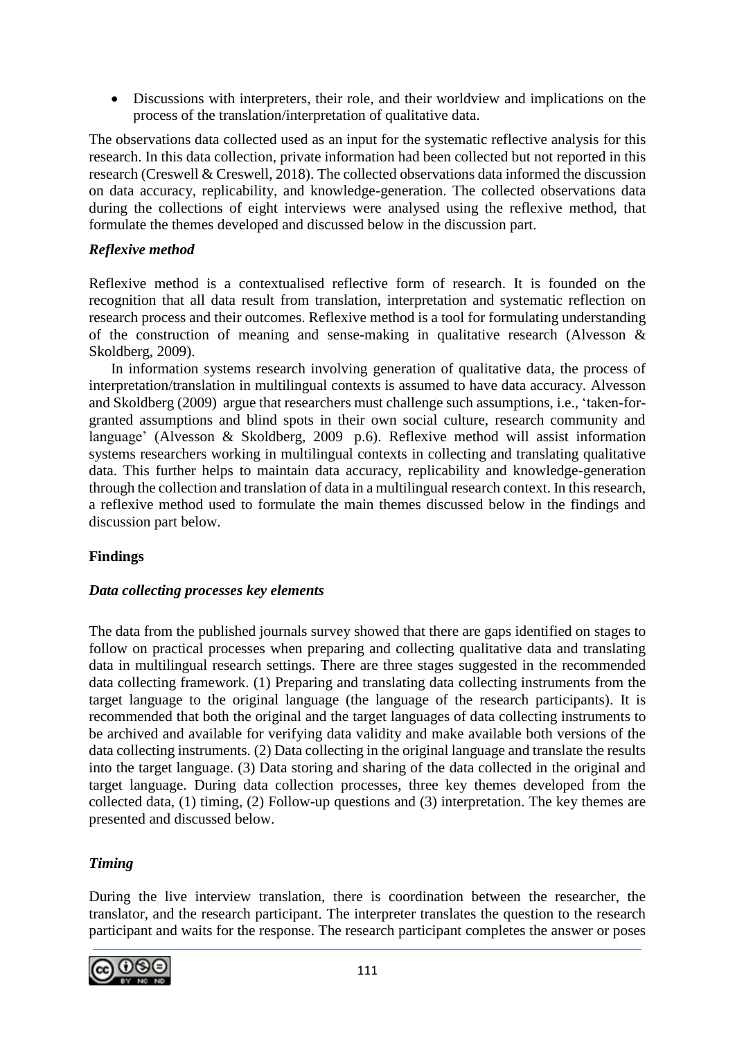- Discussions with interpreters, their role, and their worldview and implications on the process of the translation/interpretation of qualitative data.

The observations data collected used as an input for the systematic reflective analysis for this research. In this data collection, private information had been collected but not reported in this research (Creswell & Creswell, 2018). The collected observations data informed the discussion on data accuracy, replicability, and knowledge-generation. The collected observations data during the collections of eight interviews were analysed using the reflexive method, that formulate the themes developed and discussed below in the discussion part.

### *Reflexive method*

Reflexive method is a contextualised reflective form of research. It is founded on the recognition that all data result from translation, interpretation and systematic reflection on research process and their outcomes. Reflexive method is a tool for formulating understanding of the construction of meaning and sense-making in qualitative research (Alvesson & Skoldberg, 2009).

In information systems research involving generation of qualitative data, the process of interpretation/translation in multilingual contexts is assumed to have data accuracy. Alvesson and Skoldberg (2009) argue that researchers must challenge such assumptions, i.e., 'taken-for-granted assumptions and blind spots in their own social culture, research community and language' (Alvesson & Skoldberg, 2009 p.6). Reflexive method will assist information systems researchers working in multilingual contexts in collecting and translating qualitative data. This further helps to maintain data accuracy, replicability and knowledge-generation through the collection and translation of data in a multilingual research context. In this research, a reflexive method used to formulate the main themes discussed below in the findings and discussion part below.

## Findings

### *Data collecting processes key elements*

The data from the published journals survey showed that there are gaps identified on stages to follow on practical processes when preparing and collecting qualitative data and translating data in multilingual research settings. There are three stages suggested in the recommended data collecting framework. (1) Preparing and translating data collecting instruments from the target language to the original language (the language of the research participants). It is recommended that both the original and the target languages of data collecting instruments to be archived and available for verifying data validity and make available both versions of the data collecting instruments. (2) Data collecting in the original language and translate the results into the target language. (3) Data storing and sharing of the data collected in the original and target language. During data collection processes, three key themes developed from the collected data, (1) timing, (2) Follow-up questions and (3) interpretation. The key themes are presented and discussed below.

### *Timing*

During the live interview translation, there is coordination between the researcher, the translator, and the research participant. The interpreter translates the question to the research participant and waits for the response. The research participant completes the answer or poses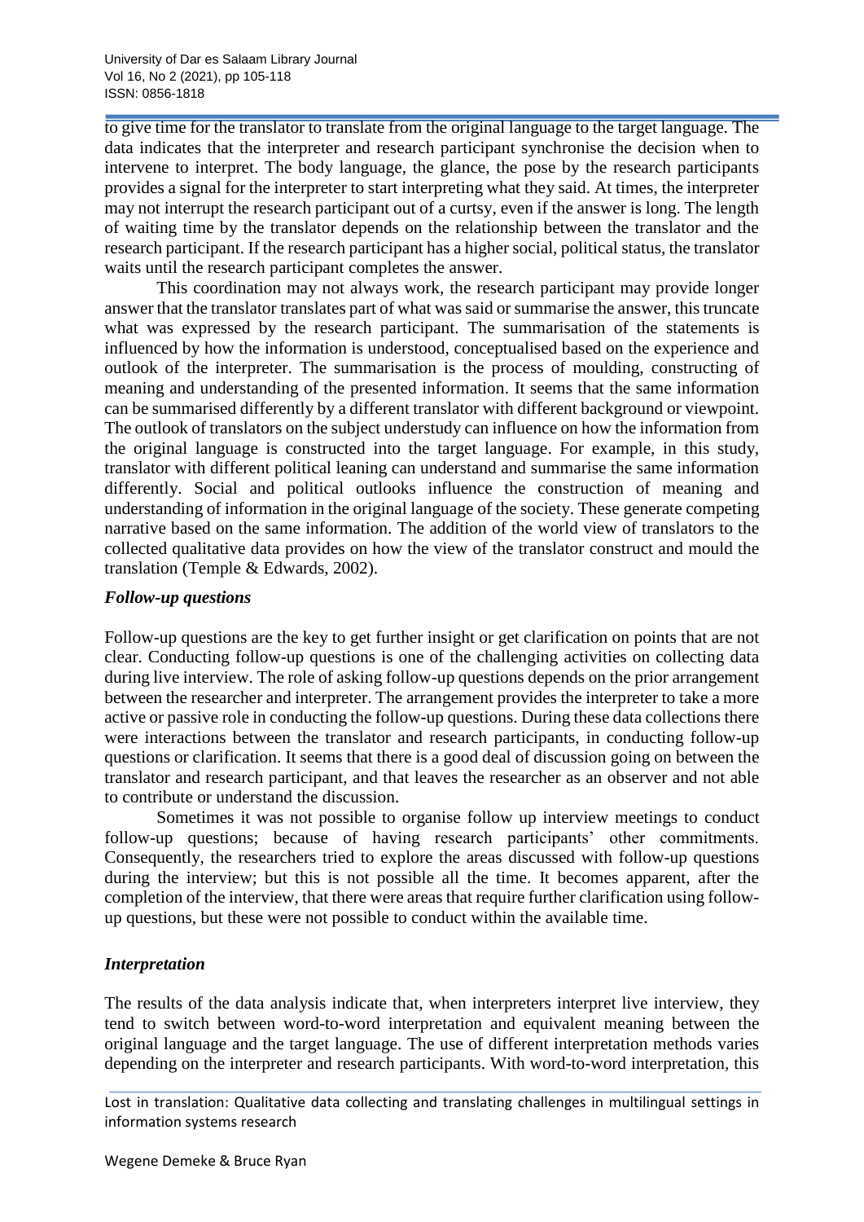to give time for the translator to translate from the original language to the target language. The data indicates that the interpreter and research participant synchronise the decision when to intervene to interpret. The body language, the glance, the pose by the research participants provides a signal for the interpreter to start interpreting what they said. At times, the interpreter may not interrupt the research participant out of a curtsy, even if the answer is long. The length of waiting time by the translator depends on the relationship between the translator and the research participant. If the research participant has a higher social, political status, the translator waits until the research participant completes the answer.

This coordination may not always work, the research participant may provide longer answer that the translator translates part of what was said or summarise the answer, this truncate what was expressed by the research participant. The summarisation of the statements is influenced by how the information is understood, conceptualised based on the experience and outlook of the interpreter. The summarisation is the process of moulding, constructing of meaning and understanding of the presented information. It seems that the same information can be summarised differently by a different translator with different background or viewpoint. The outlook of translators on the subject understudy can influence on how the information from the original language is constructed into the target language. For example, in this study, translator with different political leaning can understand and summarise the same information differently. Social and political outlooks influence the construction of meaning and understanding of information in the original language of the society. These generate competing narrative based on the same information. The addition of the world view of translators to the collected qualitative data provides on how the view of the translator construct and mould the translation (Temple & Edwards, 2002).

### *Follow-up questions*

Follow-up questions are the key to get further insight or get clarification on points that are not clear. Conducting follow-up questions is one of the challenging activities on collecting data during live interview. The role of asking follow-up questions depends on the prior arrangement between the researcher and interpreter. The arrangement provides the interpreter to take a more active or passive role in conducting the follow-up questions. During these data collections there were interactions between the translator and research participants, in conducting follow-up questions or clarification. It seems that there is a good deal of discussion going on between the translator and research participant, and that leaves the researcher as an observer and not able to contribute or understand the discussion.

Sometimes it was not possible to organise follow up interview meetings to conduct follow-up questions; because of having research participants' other commitments. Consequently, the researchers tried to explore the areas discussed with follow-up questions during the interview; but this is not possible all the time. It becomes apparent, after the completion of the interview, that there were areas that require further clarification using follow-up questions, but these were not possible to conduct within the available time.

### *Interpretation*

The results of the data analysis indicate that, when interpreters interpret live interview, they tend to switch between word-to-word interpretation and equivalent meaning between the original language and the target language. The use of different interpretation methods varies depending on the interpreter and research participants. With word-to-word interpretation, this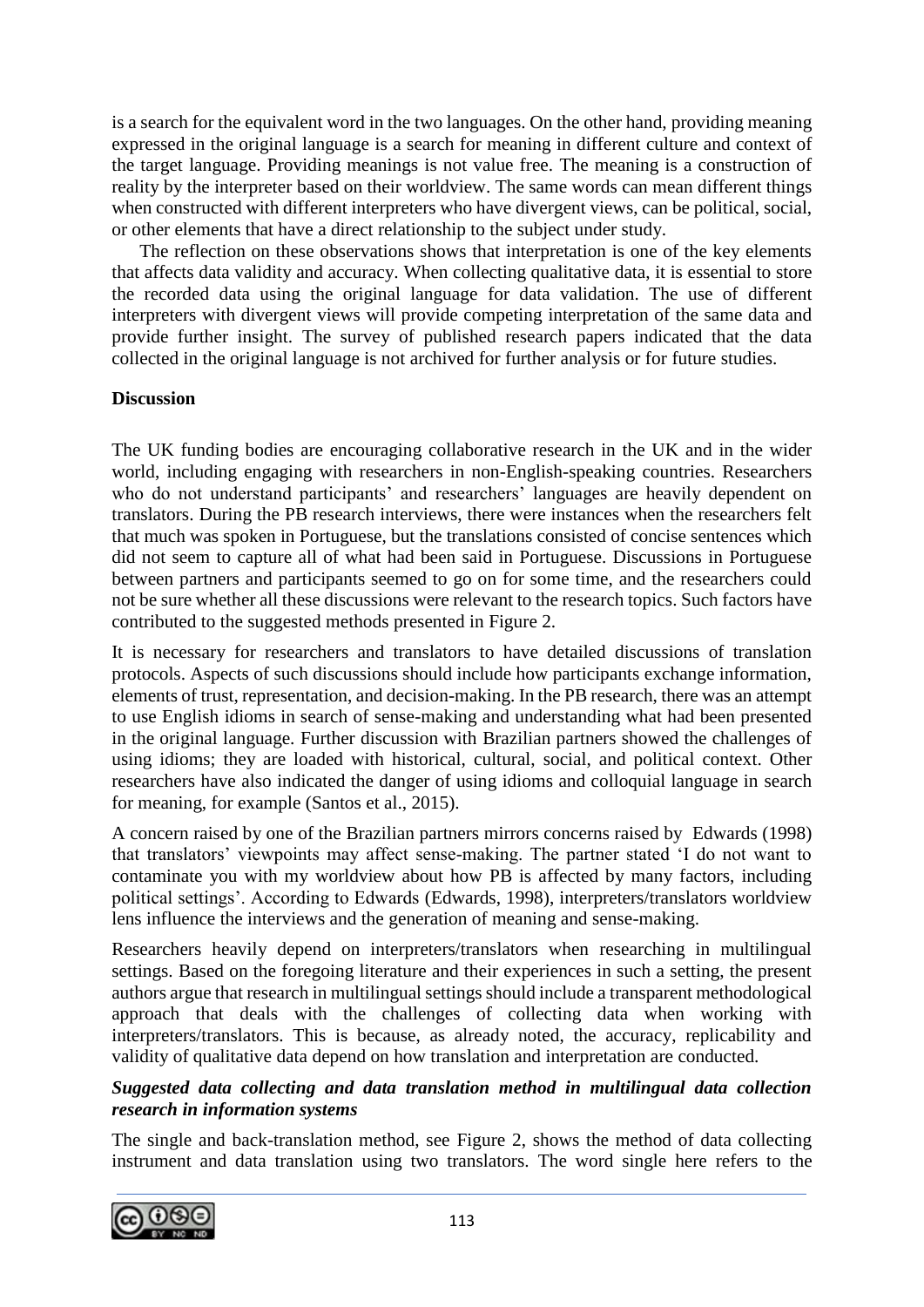is a search for the equivalent word in the two languages. On the other hand, providing meaning expressed in the original language is a search for meaning in different culture and context of the target language. Providing meanings is not value free. The meaning is a construction of reality by the interpreter based on their worldview. The same words can mean different things when constructed with different interpreters who have divergent views, can be political, social, or other elements that have a direct relationship to the subject under study.

The reflection on these observations shows that interpretation is one of the key elements that affects data validity and accuracy. When collecting qualitative data, it is essential to store the recorded data using the original language for data validation. The use of different interpreters with divergent views will provide competing interpretation of the same data and provide further insight. The survey of published research papers indicated that the data collected in the original language is not archived for further analysis or for future studies.

## Discussion

The UK funding bodies are encouraging collaborative research in the UK and in the wider world, including engaging with researchers in non-English-speaking countries. Researchers who do not understand participants' and researchers' languages are heavily dependent on translators. During the PB research interviews, there were instances when the researchers felt that much was spoken in Portuguese, but the translations consisted of concise sentences which did not seem to capture all of what had been said in Portuguese. Discussions in Portuguese between partners and participants seemed to go on for some time, and the researchers could not be sure whether all these discussions were relevant to the research topics. Such factors have contributed to the suggested methods presented in Figure 2.

It is necessary for researchers and translators to have detailed discussions of translation protocols. Aspects of such discussions should include how participants exchange information, elements of trust, representation, and decision-making. In the PB research, there was an attempt to use English idioms in search of sense-making and understanding what had been presented in the original language. Further discussion with Brazilian partners showed the challenges of using idioms; they are loaded with historical, cultural, social, and political context. Other researchers have also indicated the danger of using idioms and colloquial language in search for meaning, for example (Santos et al., 2015).

A concern raised by one of the Brazilian partners mirrors concerns raised by Edwards (1998) that translators' viewpoints may affect sense-making. The partner stated 'I do not want to contaminate you with my worldview about how PB is affected by many factors, including political settings'. According to Edwards (Edwards, 1998), interpreters/translators worldview lens influence the interviews and the generation of meaning and sense-making.

Researchers heavily depend on interpreters/translators when researching in multilingual settings. Based on the foregoing literature and their experiences in such a setting, the present authors argue that research in multilingual settings should include a transparent methodological approach that deals with the challenges of collecting data when working with interpreters/translators. This is because, as already noted, the accuracy, replicability and validity of qualitative data depend on how translation and interpretation are conducted.

### *Suggested data collecting and data translation method in multilingual data collection research in information systems*

The single and back-translation method, see Figure 2, shows the method of data collecting instrument and data translation using two translators. The word single here refers to the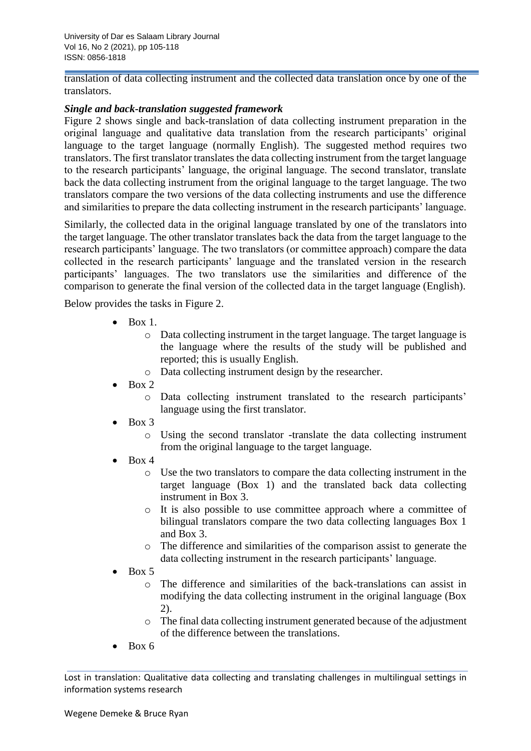translation of data collecting instrument and the collected data translation once by one of the translators.

***Single and back-translation suggested framework***

Figure 2 shows single and back-translation of data collecting instrument preparation in the original language and qualitative data translation from the research participants' original language to the target language (normally English). The suggested method requires two translators. The first translator translates the data collecting instrument from the target language to the research participants' language, the original language. The second translator, translate back the data collecting instrument from the original language to the target language. The two translators compare the two versions of the data collecting instruments and use the difference and similarities to prepare the data collecting instrument in the research participants' language.

Similarly, the collected data in the original language translated by one of the translators into the target language. The other translator translates back the data from the target language to the research participants' language. The two translators (or committee approach) compare the data collected in the research participants' language and the translated version in the research participants' languages. The two translators use the similarities and difference of the comparison to generate the final version of the collected data in the target language (English).

Below provides the tasks in Figure 2.

- Box 1.
  - Data collecting instrument in the target language. The target language is the language where the results of the study will be published and reported; this is usually English.
  - Data collecting instrument design by the researcher.
- Box 2
  - Data collecting instrument translated to the research participants' language using the first translator.
- Box 3
  - Using the second translator -translate the data collecting instrument from the original language to the target language.
- Box 4
  - Use the two translators to compare the data collecting instrument in the target language (Box 1) and the translated back data collecting instrument in Box 3.
  - It is also possible to use committee approach where a committee of bilingual translators compare the two data collecting languages Box 1 and Box 3.
  - The difference and similarities of the comparison assist to generate the data collecting instrument in the research participants' language.
- Box 5
  - The difference and similarities of the back-translations can assist in modifying the data collecting instrument in the original language (Box 2).
  - The final data collecting instrument generated because of the adjustment of the difference between the translations.
- Box 6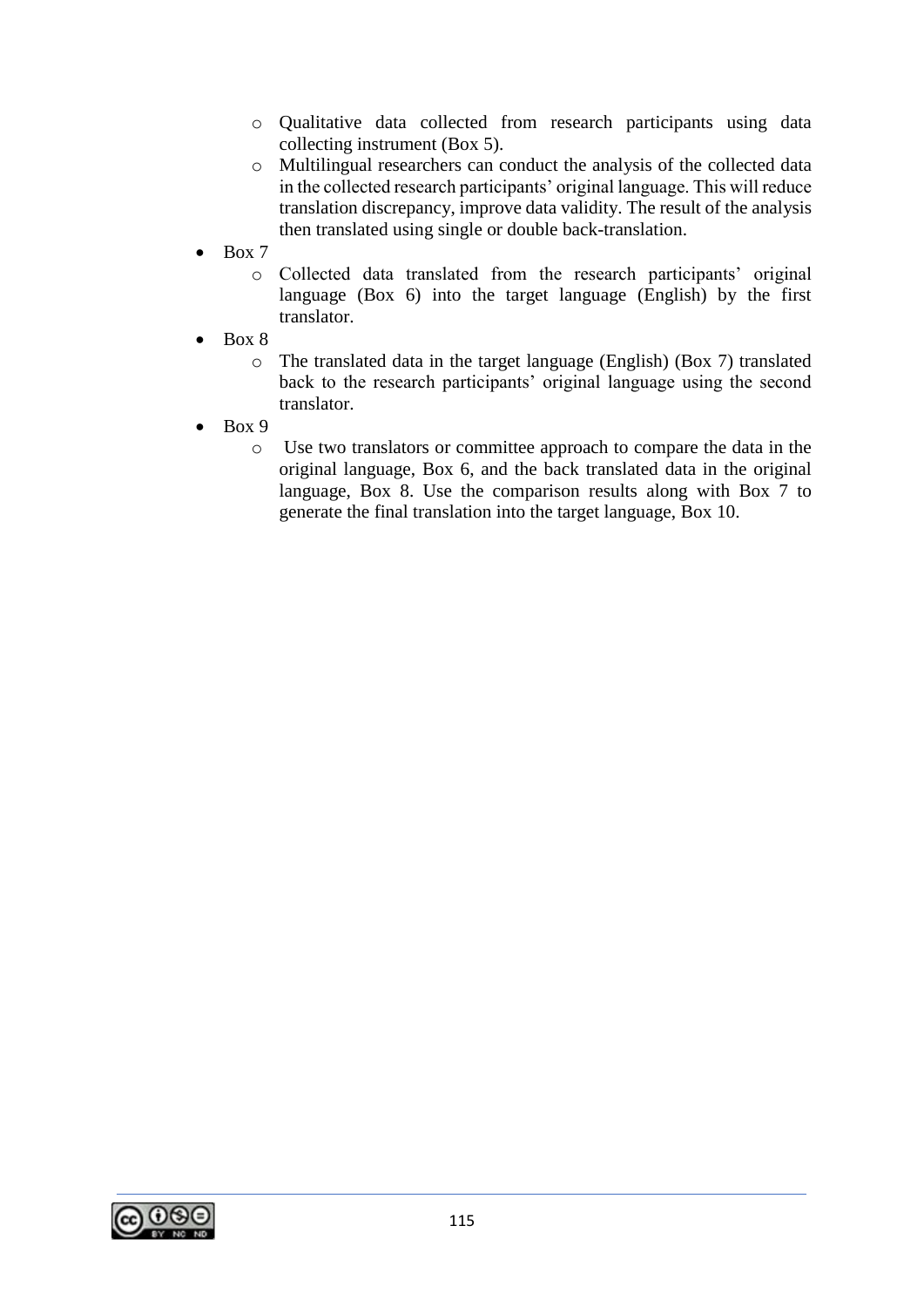- Qualitative data collected from research participants using data collecting instrument (Box 5).
  - Multilingual researchers can conduct the analysis of the collected data in the collected research participants' original language. This will reduce translation discrepancy, improve data validity. The result of the analysis then translated using single or double back-translation.
- Box 7
  - Collected data translated from the research participants' original language (Box 6) into the target language (English) by the first translator.
- Box 8
  - The translated data in the target language (English) (Box 7) translated back to the research participants' original language using the second translator.
- Box 9
  - Use two translators or committee approach to compare the data in the original language, Box 6, and the back translated data in the original language, Box 8. Use the comparison results along with Box 7 to generate the final translation into the target language, Box 10.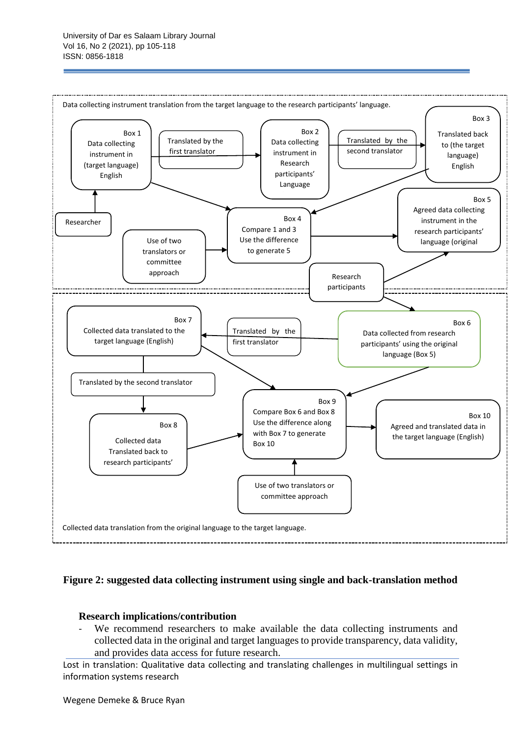Data collecting instrument translation from the target language to the research participants' language.

Box 1
Data collecting instrument in (target language) English

Translated by the first translator

Box 2
Data collecting instrument in Research participants' Language

Translated by the second translator

Box 3
Translated back to (the target language) English

Researcher

Box 4
Compare 1 and 3
Use the difference to generate 5

Use of two translators or committee approach

Box 5
Agreed data collecting instrument in the research participants' language (original

Research participants

Box 7
Collected data translated to the target language (English)

Translated by the first translator

Box 6
Data collected from research participants' using the original language (Box 5)

Translated by the second translator

Box 9
Compare Box 6 and Box 8
Use the difference along with Box 7 to generate Box 10

Box 10
Agreed and translated data in the target language (English)

Box 8
Collected data Translated back to research participants'

Use of two translators or committee approach

Collected data translation from the original language to the target language.

**Figure 2: suggested data collecting instrument using single and back-translation method**

### Research implications/contribution

- We recommend researchers to make available the data collecting instruments and collected data in the original and target languages to provide transparency, data validity, and provides data access for future research.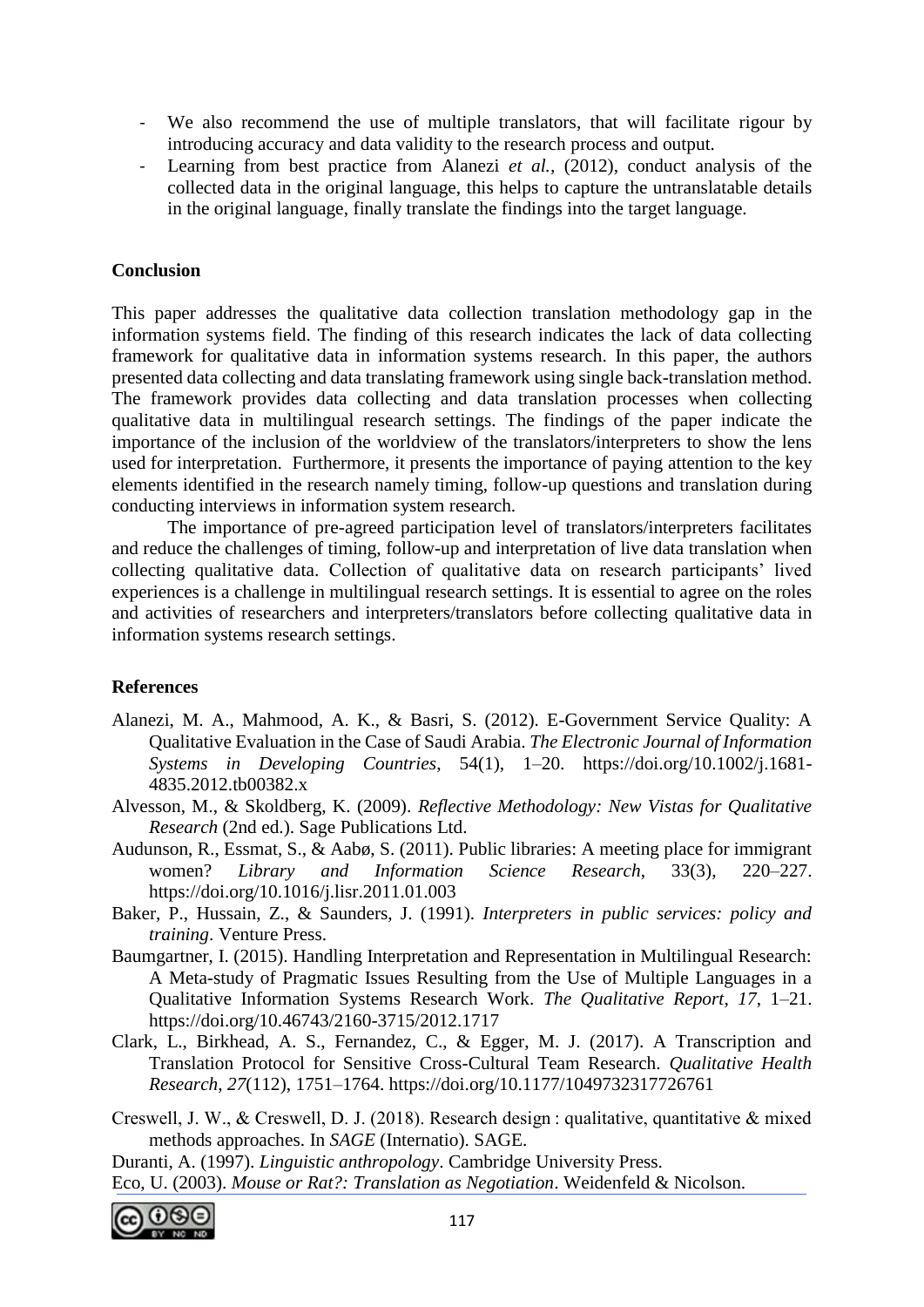- We also recommend the use of multiple translators, that will facilitate rigour by introducing accuracy and data validity to the research process and output.
- Learning from best practice from Alanezi *et al.,* (2012), conduct analysis of the collected data in the original language, this helps to capture the untranslatable details in the original language, finally translate the findings into the target language.

**Conclusion**

This paper addresses the qualitative data collection translation methodology gap in the information systems field. The finding of this research indicates the lack of data collecting framework for qualitative data in information systems research. In this paper, the authors presented data collecting and data translating framework using single back-translation method. The framework provides data collecting and data translation processes when collecting qualitative data in multilingual research settings. The findings of the paper indicate the importance of the inclusion of the worldview of the translators/interpreters to show the lens used for interpretation. Furthermore, it presents the importance of paying attention to the key elements identified in the research namely timing, follow-up questions and translation during conducting interviews in information system research.

The importance of pre-agreed participation level of translators/interpreters facilitates and reduce the challenges of timing, follow-up and interpretation of live data translation when collecting qualitative data. Collection of qualitative data on research participants' lived experiences is a challenge in multilingual research settings. It is essential to agree on the roles and activities of researchers and interpreters/translators before collecting qualitative data in information systems research settings.

**References**

Alanezi, M. A., Mahmood, A. K., & Basri, S. (2012). E-Government Service Quality: A Qualitative Evaluation in the Case of Saudi Arabia. *The Electronic Journal of Information Systems in Developing Countries*, 54(1), 1–20. https://doi.org/10.1002/j.1681-4835.2012.tb00382.x

Alvesson, M., & Skoldberg, K. (2009). *Reflective Methodology: New Vistas for Qualitative Research* (2nd ed.). Sage Publications Ltd.

Audunson, R., Essmat, S., & Aabø, S. (2011). Public libraries: A meeting place for immigrant women? *Library and Information Science Research*, 33(3), 220–227. https://doi.org/10.1016/j.lisr.2011.01.003

Baker, P., Hussain, Z., & Saunders, J. (1991). *Interpreters in public services: policy and training*. Venture Press.

Baumgartner, I. (2015). Handling Interpretation and Representation in Multilingual Research: A Meta-study of Pragmatic Issues Resulting from the Use of Multiple Languages in a Qualitative Information Systems Research Work. *The Qualitative Report*, *17*, 1–21. https://doi.org/10.46743/2160-3715/2012.1717

Clark, L., Birkhead, A. S., Fernandez, C., & Egger, M. J. (2017). A Transcription and Translation Protocol for Sensitive Cross-Cultural Team Research. *Qualitative Health Research*, *27*(112), 1751–1764. https://doi.org/10.1177/1049732317726761

Creswell, J. W., & Creswell, D. J. (2018). Research design : qualitative, quantitative & mixed methods approaches. In *SAGE* (Internatio). SAGE.

Duranti, A. (1997). *Linguistic anthropology*. Cambridge University Press.

Eco, U. (2003). *Mouse or Rat?: Translation as Negotiation*. Weidenfeld & Nicolson.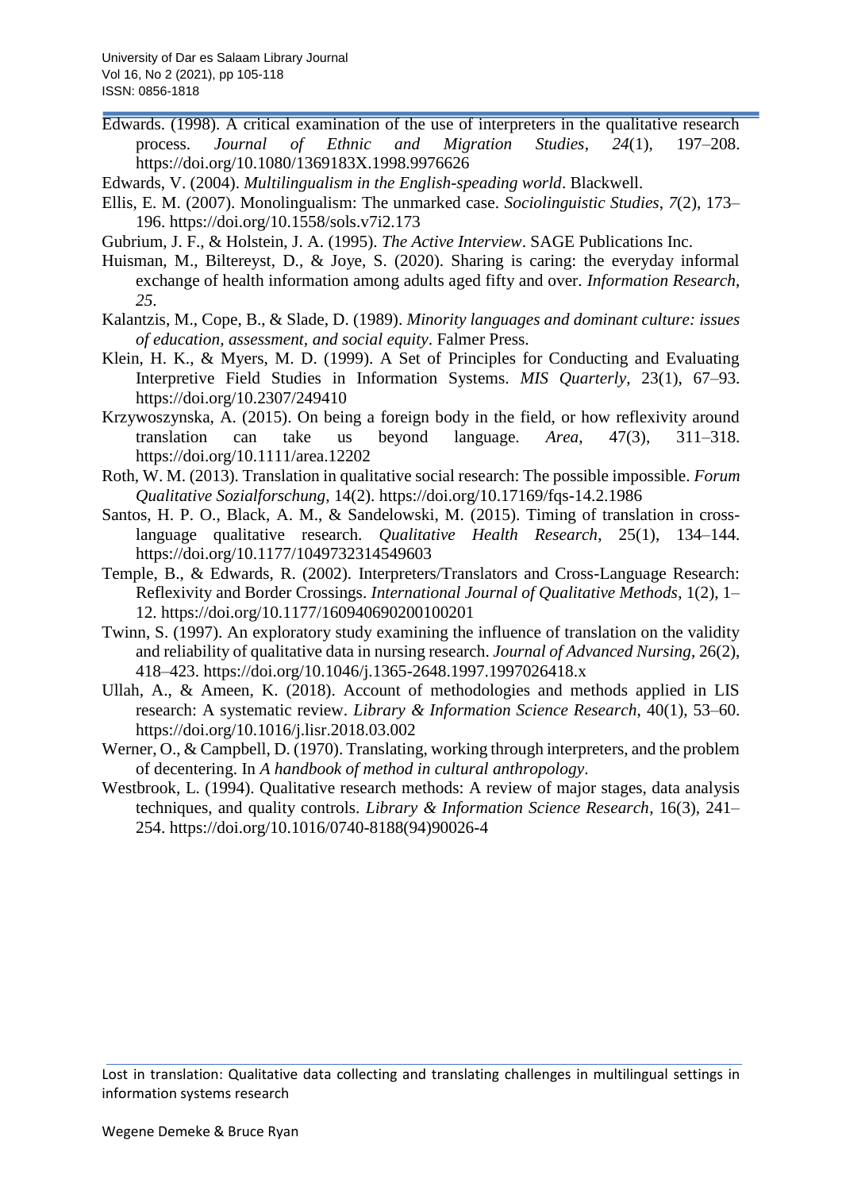Edwards. (1998). A critical examination of the use of interpreters in the qualitative research process. *Journal of Ethnic and Migration Studies*, *24*(1), 197–208. https://doi.org/10.1080/1369183X.1998.9976626

Edwards, V. (2004). *Multilingualism in the English-speading world*. Blackwell.

Ellis, E. M. (2007). Monolingualism: The unmarked case. *Sociolinguistic Studies*, *7*(2), 173–196. https://doi.org/10.1558/sols.v7i2.173

Gubrium, J. F., & Holstein, J. A. (1995). *The Active Interview*. SAGE Publications Inc.

Huisman, M., Biltereyst, D., & Joye, S. (2020). Sharing is caring: the everyday informal exchange of health information among adults aged fifty and over. *Information Research*, *25*.

Kalantzis, M., Cope, B., & Slade, D. (1989). *Minority languages and dominant culture: issues of education, assessment, and social equity*. Falmer Press.

Klein, H. K., & Myers, M. D. (1999). A Set of Principles for Conducting and Evaluating Interpretive Field Studies in Information Systems. *MIS Quarterly*, 23(1), 67–93. https://doi.org/10.2307/249410

Krzywoszynska, A. (2015). On being a foreign body in the field, or how reflexivity around translation can take us beyond language. *Area*, 47(3), 311–318. https://doi.org/10.1111/area.12202

Roth, W. M. (2013). Translation in qualitative social research: The possible impossible. *Forum Qualitative Sozialforschung*, 14(2). https://doi.org/10.17169/fqs-14.2.1986

Santos, H. P. O., Black, A. M., & Sandelowski, M. (2015). Timing of translation in cross-language qualitative research. *Qualitative Health Research*, 25(1), 134–144. https://doi.org/10.1177/1049732314549603

Temple, B., & Edwards, R. (2002). Interpreters/Translators and Cross-Language Research: Reflexivity and Border Crossings. *International Journal of Qualitative Methods*, 1(2), 1–12. https://doi.org/10.1177/160940690200100201

Twinn, S. (1997). An exploratory study examining the influence of translation on the validity and reliability of qualitative data in nursing research. *Journal of Advanced Nursing*, 26(2), 418–423. https://doi.org/10.1046/j.1365-2648.1997.1997026418.x

Ullah, A., & Ameen, K. (2018). Account of methodologies and methods applied in LIS research: A systematic review. *Library & Information Science Research*, 40(1), 53–60. https://doi.org/10.1016/j.lisr.2018.03.002

Werner, O., & Campbell, D. (1970). Translating, working through interpreters, and the problem of decentering. In *A handbook of method in cultural anthropology*.

Westbrook, L. (1994). Qualitative research methods: A review of major stages, data analysis techniques, and quality controls. *Library & Information Science Research*, 16(3), 241–254. https://doi.org/10.1016/0740-8188(94)90026-4